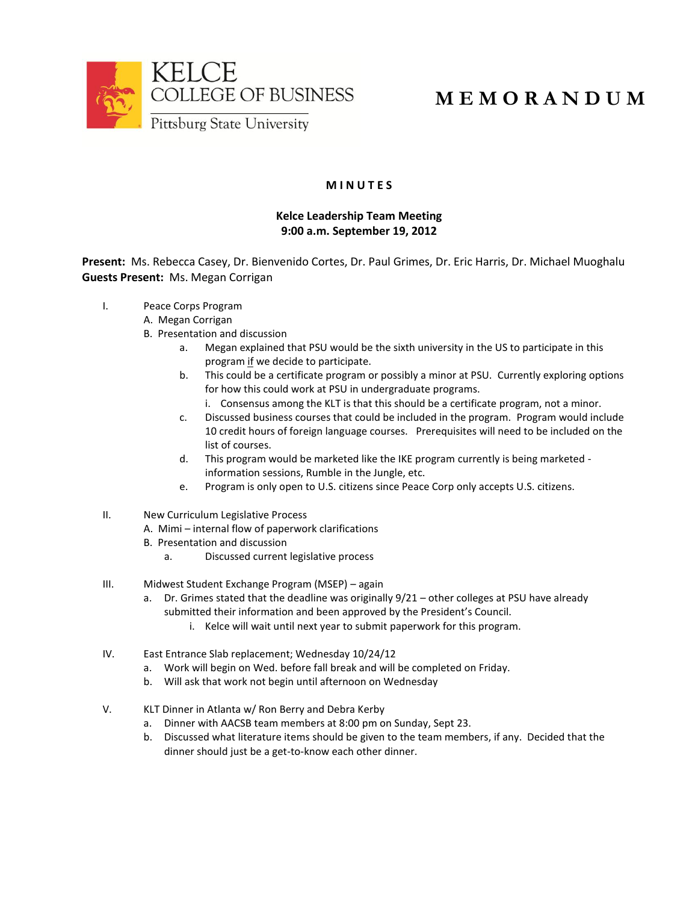KELCE COLLEGE OF BUSINESS
Pittsburg State University

# M E M O R A N D U M

## M I N U T E S

**Kelce Leadership Team Meeting**
**9:00 a.m. September 19, 2012**

**Present:** Ms. Rebecca Casey, Dr. Bienvenido Cortes, Dr. Paul Grimes, Dr. Eric Harris, Dr. Michael Muoghalu
**Guests Present:** Ms. Megan Corrigan

I. Peace Corps Program
  A. Megan Corrigan
  B. Presentation and discussion
    a. Megan explained that PSU would be the sixth university in the US to participate in this program if we decide to participate.
    b. This could be a certificate program or possibly a minor at PSU. Currently exploring options for how this could work at PSU in undergraduate programs.
      i. Consensus among the KLT is that this should be a certificate program, not a minor.
    c. Discussed business courses that could be included in the program. Program would include 10 credit hours of foreign language courses. Prerequisites will need to be included on the list of courses.
    d. This program would be marketed like the IKE program currently is being marketed - information sessions, Rumble in the Jungle, etc.
    e. Program is only open to U.S. citizens since Peace Corp only accepts U.S. citizens.

II. New Curriculum Legislative Process
  A. Mimi – internal flow of paperwork clarifications
  B. Presentation and discussion
    a. Discussed current legislative process

III. Midwest Student Exchange Program (MSEP) – again
  a. Dr. Grimes stated that the deadline was originally 9/21 – other colleges at PSU have already submitted their information and been approved by the President's Council.
    i. Kelce will wait until next year to submit paperwork for this program.

IV. East Entrance Slab replacement; Wednesday 10/24/12
  a. Work will begin on Wed. before fall break and will be completed on Friday.
  b. Will ask that work not begin until afternoon on Wednesday

V. KLT Dinner in Atlanta w/ Ron Berry and Debra Kerby
  a. Dinner with AACSB team members at 8:00 pm on Sunday, Sept 23.
  b. Discussed what literature items should be given to the team members, if any. Decided that the dinner should just be a get-to-know each other dinner.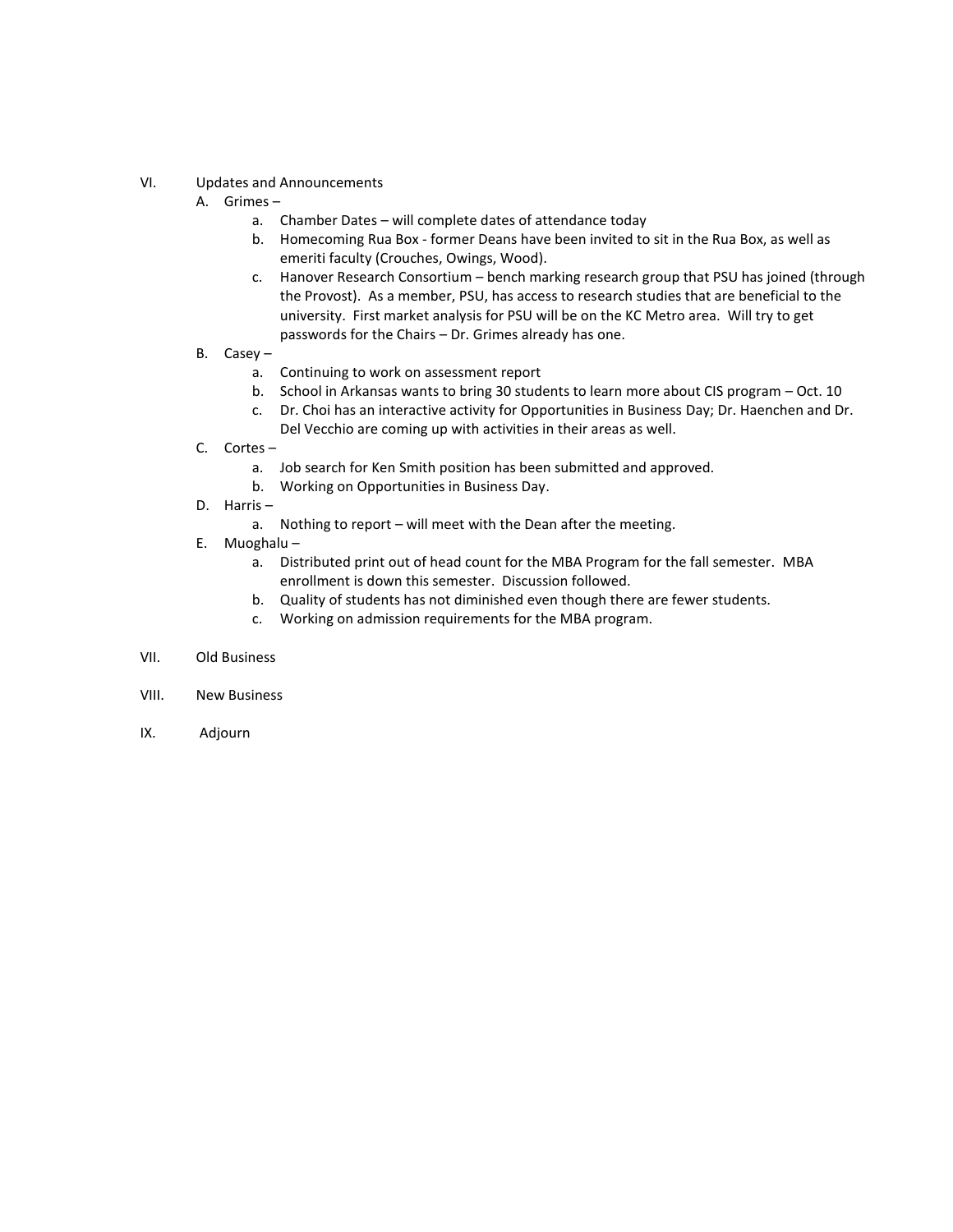VI. Updates and Announcements

   A. Grimes –
      a. Chamber Dates – will complete dates of attendance today
      b. Homecoming Rua Box - former Deans have been invited to sit in the Rua Box, as well as emeriti faculty (Crouches, Owings, Wood).
      c. Hanover Research Consortium – bench marking research group that PSU has joined (through the Provost). As a member, PSU, has access to research studies that are beneficial to the university. First market analysis for PSU will be on the KC Metro area. Will try to get passwords for the Chairs – Dr. Grimes already has one.

   B. Casey –
      a. Continuing to work on assessment report
      b. School in Arkansas wants to bring 30 students to learn more about CIS program – Oct. 10
      c. Dr. Choi has an interactive activity for Opportunities in Business Day; Dr. Haenchen and Dr. Del Vecchio are coming up with activities in their areas as well.

   C. Cortes –
      a. Job search for Ken Smith position has been submitted and approved.
      b. Working on Opportunities in Business Day.

   D. Harris –
      a. Nothing to report – will meet with the Dean after the meeting.

   E. Muoghalu –
      a. Distributed print out of head count for the MBA Program for the fall semester. MBA enrollment is down this semester. Discussion followed.
      b. Quality of students has not diminished even though there are fewer students.
      c. Working on admission requirements for the MBA program.

VII. Old Business

VIII. New Business

IX. Adjourn